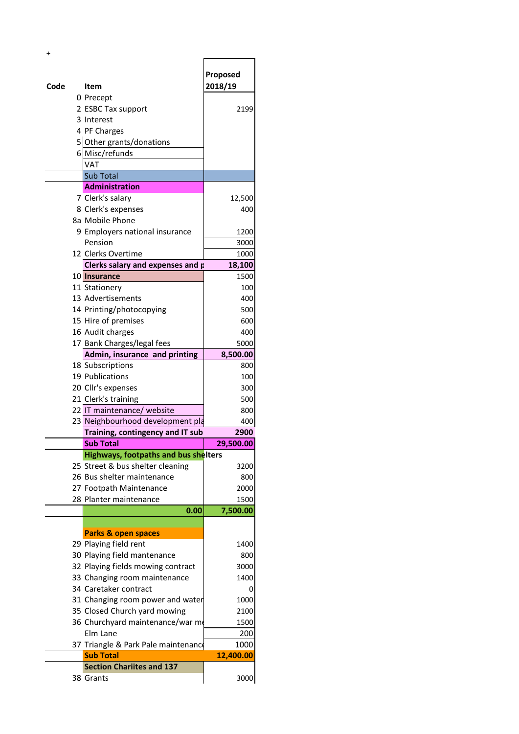+

| Code | Item | Proposed 2018/19 |
|---|---|---|
| 0 | Precept | |
| 2 | ESBC Tax support | 2199 |
| 3 | Interest | |
| 4 | PF Charges | |
| 5 | Other grants/donations | |
| 6 | Misc/refunds | |
| | VAT | |
| | Sub Total | |
| | **Administration** | |
| 7 | Clerk's salary | 12,500 |
| 8 | Clerk's expenses | 400 |
| 8a | Mobile Phone | |
| 9 | Employers national insurance | 1200 |
| | Pension | 3000 |
| 12 | Clerks Overtime | 1000 |
| | **Clerks salary and expenses and p** | **18,100** |
| 10 | **Insurance** | 1500 |
| 11 | Stationery | 100 |
| 13 | Advertisements | 400 |
| 14 | Printing/photocopying | 500 |
| 15 | Hire of premises | 600 |
| 16 | Audit charges | 400 |
| 17 | Bank Charges/legal fees | 5000 |
| | **Admin, insurance and printing** | **8,500.00** |
| 18 | Subscriptions | 800 |
| 19 | Publications | 100 |
| 20 | Cllr's expenses | 300 |
| 21 | Clerk's training | 500 |
| 22 | IT maintenance/ website | 800 |
| 23 | Neighbourhood development pla | 400 |
| | **Training, contingency and IT sub** | **2900** |
| | **Sub Total** | **29,500.00** |
| | **Highways, footpaths and bus shelters** | |
| 25 | Street & bus shelter cleaning | 3200 |
| 26 | Bus shelter maintenance | 800 |
| 27 | Footpath Maintenance | 2000 |
| 28 | Planter maintenance | 1500 |
| | **0.00** | **7,500.00** |
| | | |
| | **Parks & open spaces** | |
| 29 | Playing field rent | 1400 |
| 30 | Playing field mantenance | 800 |
| 32 | Playing fields mowing contract | 3000 |
| 33 | Changing room maintenance | 1400 |
| 34 | Caretaker contract | 0 |
| 31 | Changing room power and water | 1000 |
| 35 | Closed Church yard mowing | 2100 |
| 36 | Churchyard maintenance/war me | 1500 |
| | Elm Lane | 200 |
| 37 | Triangle & Park Pale maintenance | 1000 |
| | **Sub Total** | **12,400.00** |
| | **Section Chariites and 137** | |
| 38 | Grants | 3000 |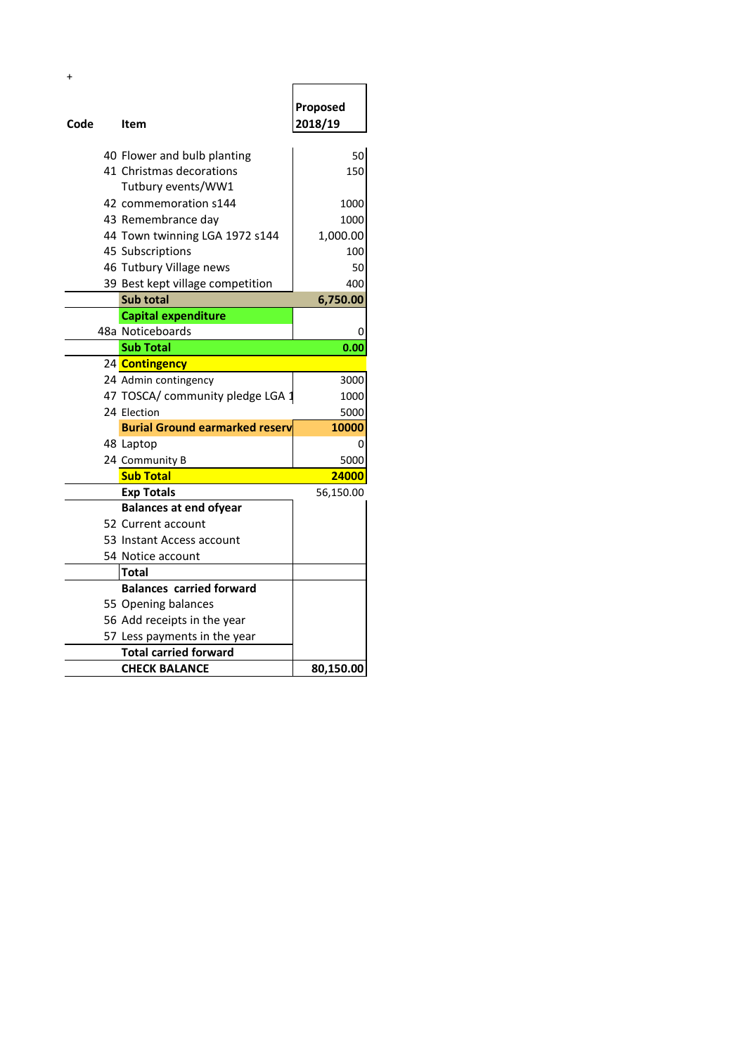+

| Code | Item | Proposed 2018/19 |
|---|---|---|
| 40 | Flower and bulb planting | 50 |
| 41 | Christmas decorations | 150 |
| 42 | Tutbury events/WW1 commemoration s144 | 1000 |
| 43 | Remembrance day | 1000 |
| 44 | Town twinning LGA 1972 s144 | 1,000.00 |
| 45 | Subscriptions | 100 |
| 46 | Tutbury Village news | 50 |
| 39 | Best kept village competition | 400 |
| | **Sub total** | **6,750.00** |
| | **Capital expenditure** | |
| 48a | Noticeboards | 0 |
| | **Sub Total** | **0.00** |
| 24 | **Contingency** | |
| 24 | Admin contingency | 3000 |
| 47 | TOSCA/ community pledge LGA 1 | 1000 |
| 24 | Election | 5000 |
| | **Burial Ground earmarked reserv** | **10000** |
| 48 | Laptop | 0 |
| 24 | Community B | 5000 |
| | **Sub Total** | **24000** |
| | **Exp Totals** | 56,150.00 |
| | **Balances at end ofyear** | |
| 52 | Current account | |
| 53 | Instant Access account | |
| 54 | Notice account | |
| | **Total** | |
| | **Balances carried forward** | |
| 55 | Opening balances | |
| 56 | Add receipts in the year | |
| 57 | Less payments in the year | |
| | **Total carried forward** | |
| | **CHECK BALANCE** | **80,150.00** |